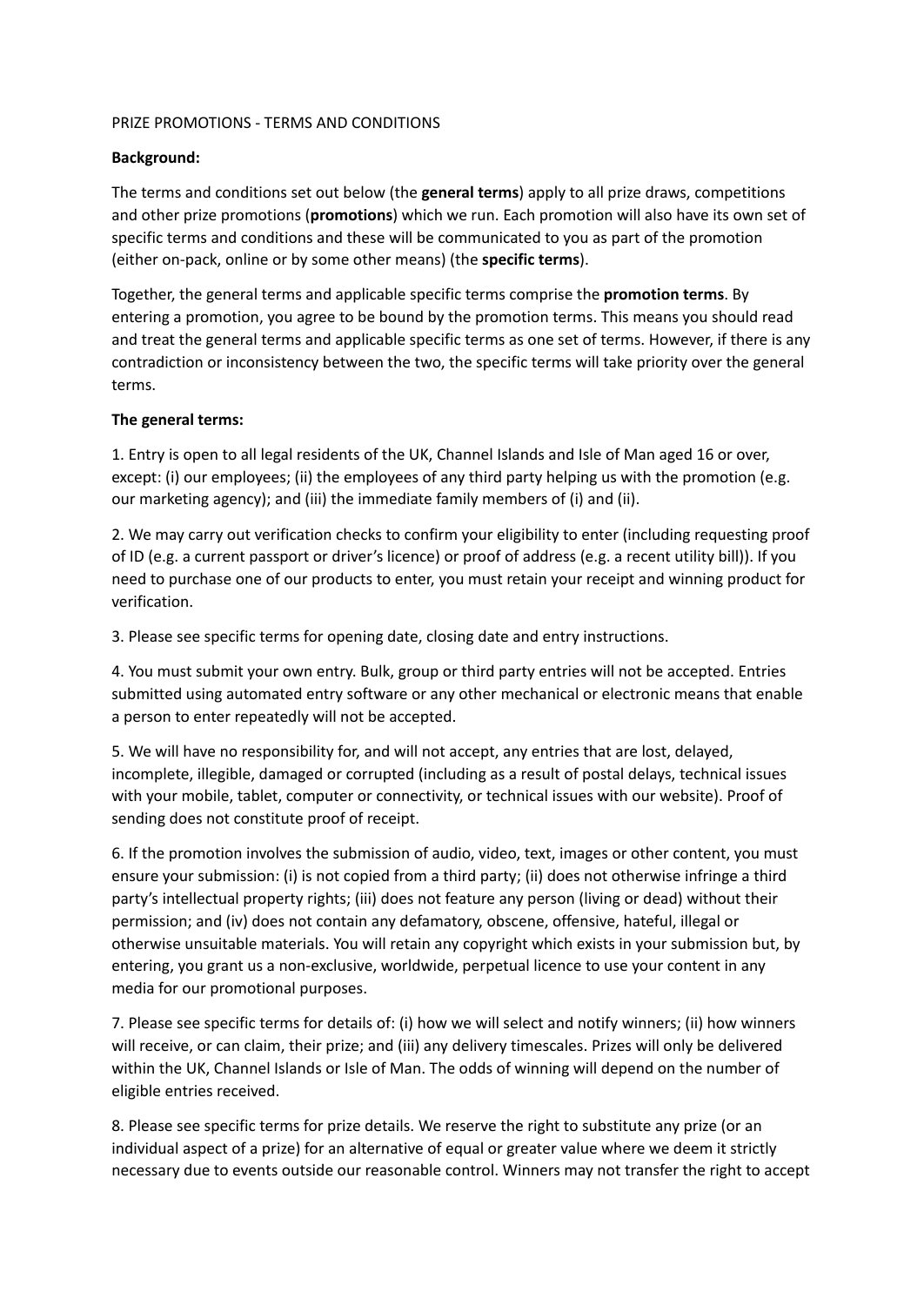PRIZE PROMOTIONS - TERMS AND CONDITIONS

**Background:**

The terms and conditions set out below (the **general terms**) apply to all prize draws, competitions and other prize promotions (**promotions**) which we run. Each promotion will also have its own set of specific terms and conditions and these will be communicated to you as part of the promotion (either on-pack, online or by some other means) (the **specific terms**).

Together, the general terms and applicable specific terms comprise the **promotion terms**. By entering a promotion, you agree to be bound by the promotion terms. This means you should read and treat the general terms and applicable specific terms as one set of terms. However, if there is any contradiction or inconsistency between the two, the specific terms will take priority over the general terms.

**The general terms:**

1. Entry is open to all legal residents of the UK, Channel Islands and Isle of Man aged 16 or over, except: (i) our employees; (ii) the employees of any third party helping us with the promotion (e.g. our marketing agency); and (iii) the immediate family members of (i) and (ii).

2. We may carry out verification checks to confirm your eligibility to enter (including requesting proof of ID (e.g. a current passport or driver's licence) or proof of address (e.g. a recent utility bill)). If you need to purchase one of our products to enter, you must retain your receipt and winning product for verification.

3. Please see specific terms for opening date, closing date and entry instructions.

4. You must submit your own entry. Bulk, group or third party entries will not be accepted. Entries submitted using automated entry software or any other mechanical or electronic means that enable a person to enter repeatedly will not be accepted.

5. We will have no responsibility for, and will not accept, any entries that are lost, delayed, incomplete, illegible, damaged or corrupted (including as a result of postal delays, technical issues with your mobile, tablet, computer or connectivity, or technical issues with our website). Proof of sending does not constitute proof of receipt.

6. If the promotion involves the submission of audio, video, text, images or other content, you must ensure your submission: (i) is not copied from a third party; (ii) does not otherwise infringe a third party's intellectual property rights; (iii) does not feature any person (living or dead) without their permission; and (iv) does not contain any defamatory, obscene, offensive, hateful, illegal or otherwise unsuitable materials. You will retain any copyright which exists in your submission but, by entering, you grant us a non-exclusive, worldwide, perpetual licence to use your content in any media for our promotional purposes.

7. Please see specific terms for details of: (i) how we will select and notify winners; (ii) how winners will receive, or can claim, their prize; and (iii) any delivery timescales. Prizes will only be delivered within the UK, Channel Islands or Isle of Man. The odds of winning will depend on the number of eligible entries received.

8. Please see specific terms for prize details. We reserve the right to substitute any prize (or an individual aspect of a prize) for an alternative of equal or greater value where we deem it strictly necessary due to events outside our reasonable control. Winners may not transfer the right to accept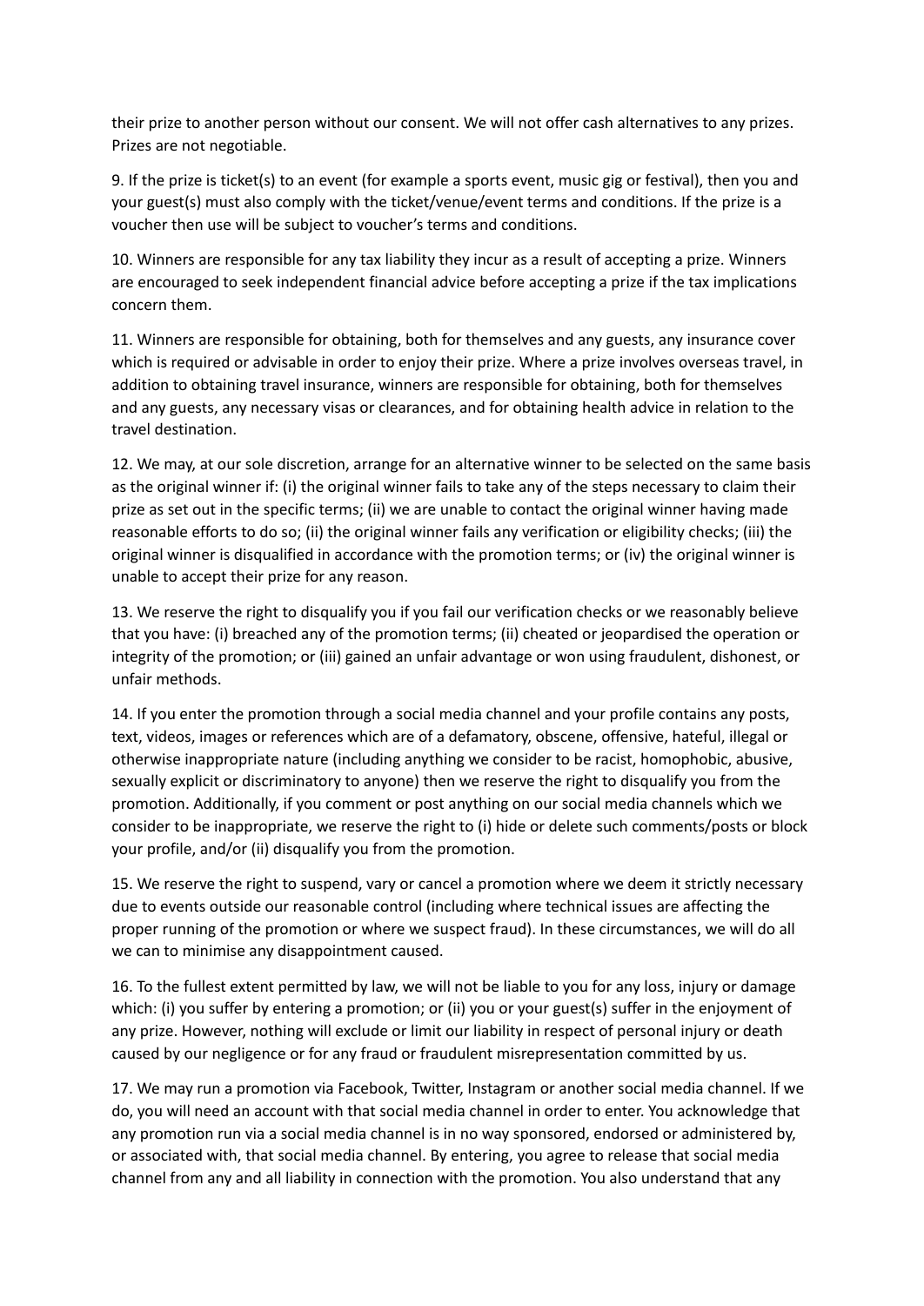their prize to another person without our consent. We will not offer cash alternatives to any prizes. Prizes are not negotiable.

9. If the prize is ticket(s) to an event (for example a sports event, music gig or festival), then you and your guest(s) must also comply with the ticket/venue/event terms and conditions. If the prize is a voucher then use will be subject to voucher's terms and conditions.

10. Winners are responsible for any tax liability they incur as a result of accepting a prize. Winners are encouraged to seek independent financial advice before accepting a prize if the tax implications concern them.

11. Winners are responsible for obtaining, both for themselves and any guests, any insurance cover which is required or advisable in order to enjoy their prize. Where a prize involves overseas travel, in addition to obtaining travel insurance, winners are responsible for obtaining, both for themselves and any guests, any necessary visas or clearances, and for obtaining health advice in relation to the travel destination.

12. We may, at our sole discretion, arrange for an alternative winner to be selected on the same basis as the original winner if: (i) the original winner fails to take any of the steps necessary to claim their prize as set out in the specific terms; (ii) we are unable to contact the original winner having made reasonable efforts to do so; (ii) the original winner fails any verification or eligibility checks; (iii) the original winner is disqualified in accordance with the promotion terms; or (iv) the original winner is unable to accept their prize for any reason.

13. We reserve the right to disqualify you if you fail our verification checks or we reasonably believe that you have: (i) breached any of the promotion terms; (ii) cheated or jeopardised the operation or integrity of the promotion; or (iii) gained an unfair advantage or won using fraudulent, dishonest, or unfair methods.

14. If you enter the promotion through a social media channel and your profile contains any posts, text, videos, images or references which are of a defamatory, obscene, offensive, hateful, illegal or otherwise inappropriate nature (including anything we consider to be racist, homophobic, abusive, sexually explicit or discriminatory to anyone) then we reserve the right to disqualify you from the promotion. Additionally, if you comment or post anything on our social media channels which we consider to be inappropriate, we reserve the right to (i) hide or delete such comments/posts or block your profile, and/or (ii) disqualify you from the promotion.

15. We reserve the right to suspend, vary or cancel a promotion where we deem it strictly necessary due to events outside our reasonable control (including where technical issues are affecting the proper running of the promotion or where we suspect fraud). In these circumstances, we will do all we can to minimise any disappointment caused.

16. To the fullest extent permitted by law, we will not be liable to you for any loss, injury or damage which: (i) you suffer by entering a promotion; or (ii) you or your guest(s) suffer in the enjoyment of any prize. However, nothing will exclude or limit our liability in respect of personal injury or death caused by our negligence or for any fraud or fraudulent misrepresentation committed by us.

17. We may run a promotion via Facebook, Twitter, Instagram or another social media channel. If we do, you will need an account with that social media channel in order to enter. You acknowledge that any promotion run via a social media channel is in no way sponsored, endorsed or administered by, or associated with, that social media channel. By entering, you agree to release that social media channel from any and all liability in connection with the promotion. You also understand that any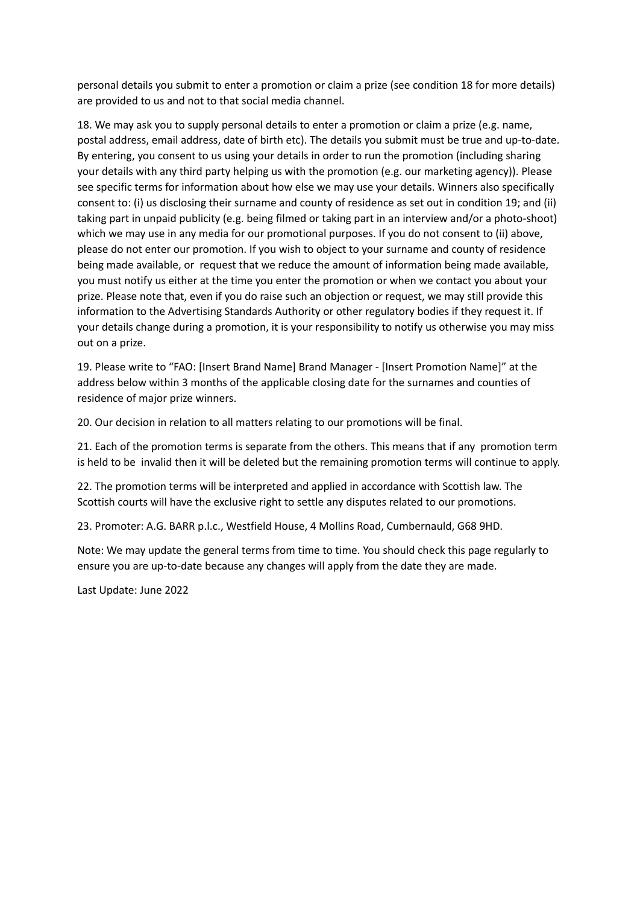personal details you submit to enter a promotion or claim a prize (see condition 18 for more details) are provided to us and not to that social media channel.

18. We may ask you to supply personal details to enter a promotion or claim a prize (e.g. name, postal address, email address, date of birth etc). The details you submit must be true and up-to-date. By entering, you consent to us using your details in order to run the promotion (including sharing your details with any third party helping us with the promotion (e.g. our marketing agency)). Please see specific terms for information about how else we may use your details. Winners also specifically consent to: (i) us disclosing their surname and county of residence as set out in condition 19; and (ii) taking part in unpaid publicity (e.g. being filmed or taking part in an interview and/or a photo-shoot) which we may use in any media for our promotional purposes. If you do not consent to (ii) above, please do not enter our promotion. If you wish to object to your surname and county of residence being made available, or request that we reduce the amount of information being made available, you must notify us either at the time you enter the promotion or when we contact you about your prize. Please note that, even if you do raise such an objection or request, we may still provide this information to the Advertising Standards Authority or other regulatory bodies if they request it. If your details change during a promotion, it is your responsibility to notify us otherwise you may miss out on a prize.

19. Please write to "FAO: [Insert Brand Name] Brand Manager - [Insert Promotion Name]" at the address below within 3 months of the applicable closing date for the surnames and counties of residence of major prize winners.

20. Our decision in relation to all matters relating to our promotions will be final.

21. Each of the promotion terms is separate from the others. This means that if any promotion term is held to be invalid then it will be deleted but the remaining promotion terms will continue to apply.

22. The promotion terms will be interpreted and applied in accordance with Scottish law. The Scottish courts will have the exclusive right to settle any disputes related to our promotions.

23. Promoter: A.G. BARR p.l.c., Westfield House, 4 Mollins Road, Cumbernauld, G68 9HD.

Note: We may update the general terms from time to time. You should check this page regularly to ensure you are up-to-date because any changes will apply from the date they are made.

Last Update: June 2022